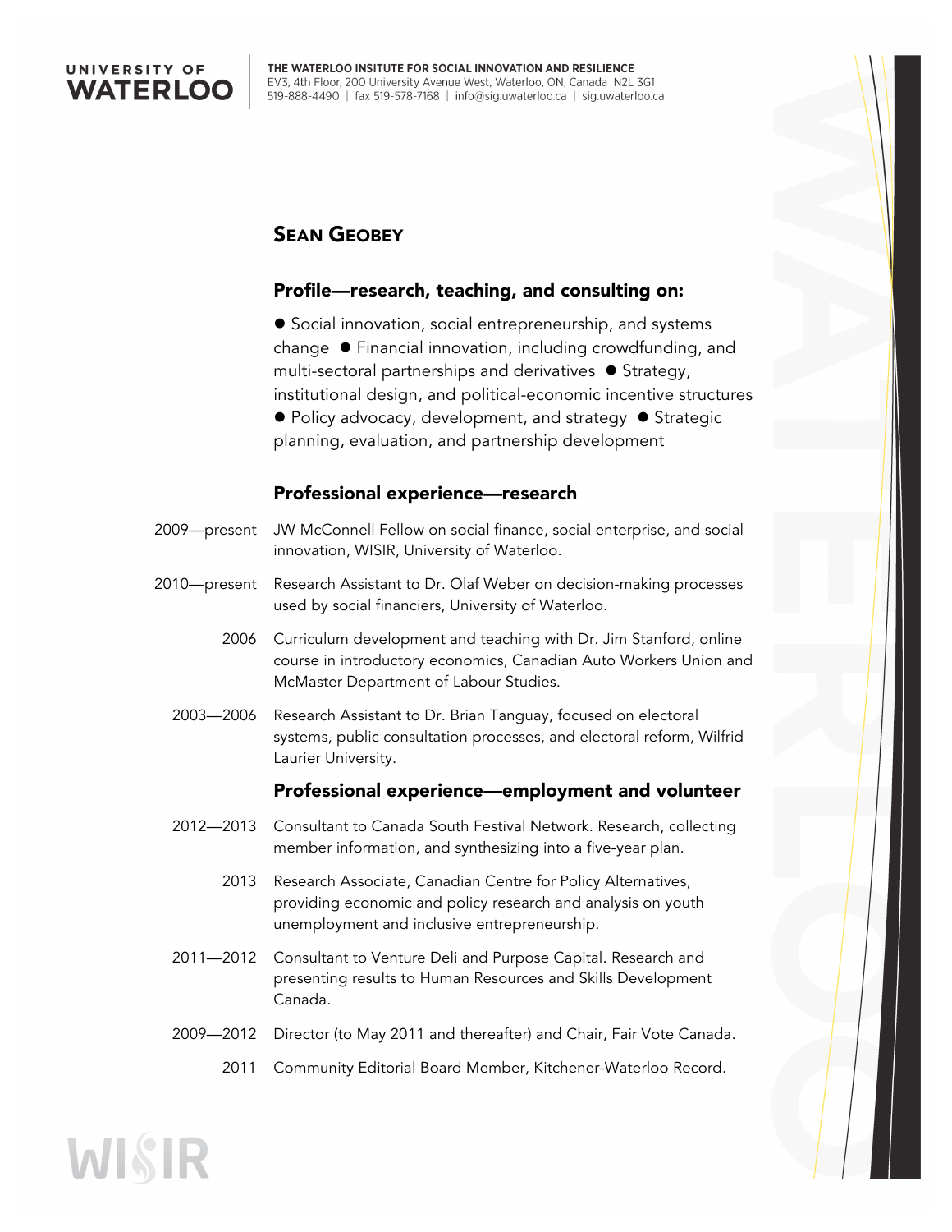**UNIVERSITY OF WATERLOO**

**THE WATERLOO INSITUTE FOR SOCIAL INNOVATION AND RESILIENCE**
EV3, 4th Floor, 200 University Avenue West, Waterloo, ON, Canada N2L 3G1
519-888-4490 | fax 519-578-7168 | info@sig.uwaterloo.ca | sig.uwaterloo.ca

# Sean Geobey

## Profile—research, teaching, and consulting on:

● Social innovation, social entrepreneurship, and systems change ● Financial innovation, including crowdfunding, and multi-sectoral partnerships and derivatives ● Strategy, institutional design, and political-economic incentive structures ● Policy advocacy, development, and strategy ● Strategic planning, evaluation, and partnership development

## Professional experience—research

| | |
|---|---|
| 2009—present | JW McConnell Fellow on social finance, social enterprise, and social innovation, WISIR, University of Waterloo. |
| 2010—present | Research Assistant to Dr. Olaf Weber on decision-making processes used by social financiers, University of Waterloo. |
| 2006 | Curriculum development and teaching with Dr. Jim Stanford, online course in introductory economics, Canadian Auto Workers Union and McMaster Department of Labour Studies. |
| 2003—2006 | Research Assistant to Dr. Brian Tanguay, focused on electoral systems, public consultation processes, and electoral reform, Wilfrid Laurier University. |

## Professional experience—employment and volunteer

| | |
|---|---|
| 2012—2013 | Consultant to Canada South Festival Network. Research, collecting member information, and synthesizing into a five-year plan. |
| 2013 | Research Associate, Canadian Centre for Policy Alternatives, providing economic and policy research and analysis on youth unemployment and inclusive entrepreneurship. |
| 2011—2012 | Consultant to Venture Deli and Purpose Capital. Research and presenting results to Human Resources and Skills Development Canada. |
| 2009—2012 | Director (to May 2011 and thereafter) and Chair, Fair Vote Canada. |
| 2011 | Community Editorial Board Member, Kitchener-Waterloo Record. |

WISIR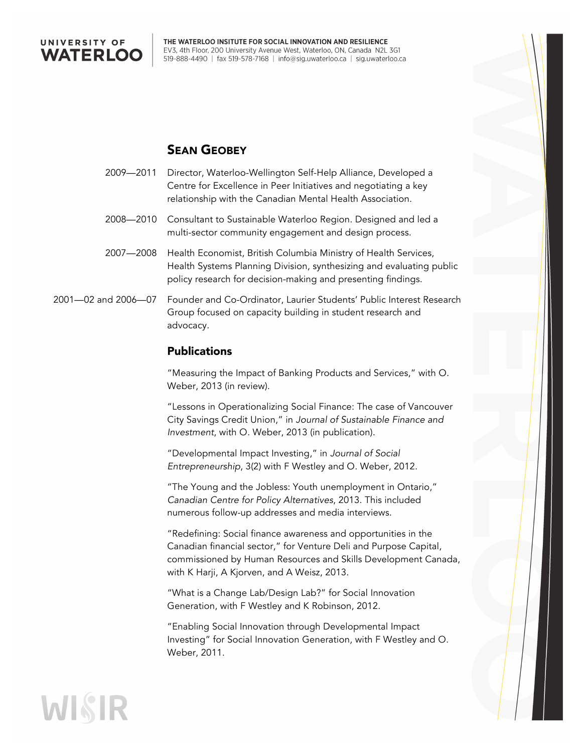## Sean Geobey

| | |
|---|---|
| 2009—2011 | Director, Waterloo-Wellington Self-Help Alliance, Developed a Centre for Excellence in Peer Initiatives and negotiating a key relationship with the Canadian Mental Health Association. |
| 2008—2010 | Consultant to Sustainable Waterloo Region. Designed and led a multi-sector community engagement and design process. |
| 2007—2008 | Health Economist, British Columbia Ministry of Health Services, Health Systems Planning Division, synthesizing and evaluating public policy research for decision-making and presenting findings. |
| 2001—02 and 2006—07 | Founder and Co-Ordinator, Laurier Students' Public Interest Research Group focused on capacity building in student research and advocacy. |

### Publications

"Measuring the Impact of Banking Products and Services," with O. Weber, 2013 (in review).

"Lessons in Operationalizing Social Finance: The case of Vancouver City Savings Credit Union," in *Journal of Sustainable Finance and Investment*, with O. Weber, 2013 (in publication).

"Developmental Impact Investing," in *Journal of Social Entrepreneurship*, 3(2) with F Westley and O. Weber, 2012.

"The Young and the Jobless: Youth unemployment in Ontario," *Canadian Centre for Policy Alternatives*, 2013. This included numerous follow-up addresses and media interviews.

"Redefining: Social finance awareness and opportunities in the Canadian financial sector," for Venture Deli and Purpose Capital, commissioned by Human Resources and Skills Development Canada, with K Harji, A Kjorven, and A Weisz, 2013.

"What is a Change Lab/Design Lab?" for Social Innovation Generation, with F Westley and K Robinson, 2012.

"Enabling Social Innovation through Developmental Impact Investing" for Social Innovation Generation, with F Westley and O. Weber, 2011.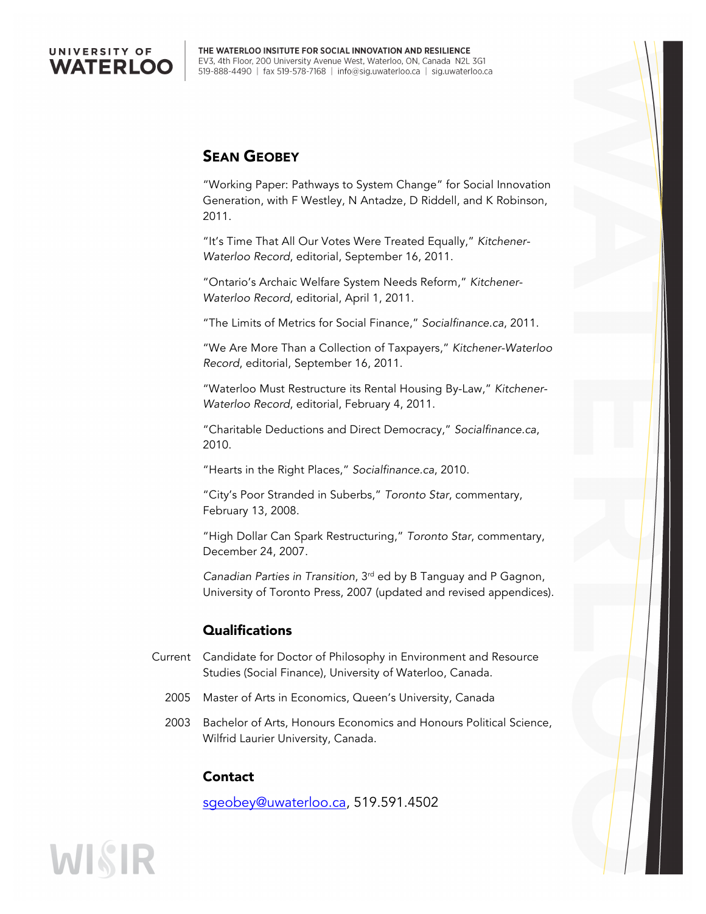## Sean Geobey

"Working Paper: Pathways to System Change" for Social Innovation Generation, with F Westley, N Antadze, D Riddell, and K Robinson, 2011.

"It's Time That All Our Votes Were Treated Equally," *Kitchener-Waterloo Record*, editorial, September 16, 2011.

"Ontario's Archaic Welfare System Needs Reform," *Kitchener-Waterloo Record*, editorial, April 1, 2011.

"The Limits of Metrics for Social Finance," *Socialfinance.ca*, 2011.

"We Are More Than a Collection of Taxpayers," *Kitchener-Waterloo Record*, editorial, September 16, 2011.

"Waterloo Must Restructure its Rental Housing By-Law," *Kitchener-Waterloo Record*, editorial, February 4, 2011.

"Charitable Deductions and Direct Democracy," *Socialfinance.ca*, 2010.

"Hearts in the Right Places," *Socialfinance.ca*, 2010.

"City's Poor Stranded in Suberbs," *Toronto Star*, commentary, February 13, 2008.

"High Dollar Can Spark Restructuring," *Toronto Star*, commentary, December 24, 2007.

*Canadian Parties in Transition*, 3rd ed by B Tanguay and P Gagnon, University of Toronto Press, 2007 (updated and revised appendices).

### Qualifications

Current — Candidate for Doctor of Philosophy in Environment and Resource Studies (Social Finance), University of Waterloo, Canada.

2005 — Master of Arts in Economics, Queen's University, Canada

2003 — Bachelor of Arts, Honours Economics and Honours Political Science, Wilfrid Laurier University, Canada.

### Contact

sgeobey@uwaterloo.ca, 519.591.4502